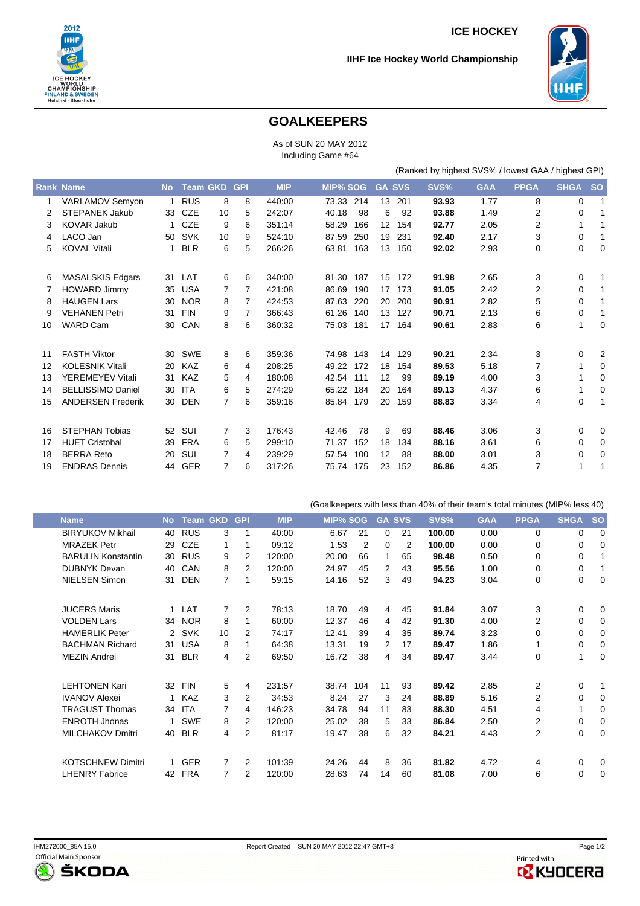ICE HOCKEY

IIHF Ice Hockey World Championship

# GOALKEEPERS

As of SUN 20 MAY 2012
Including Game #64

(Ranked by highest SVS% / lowest GAA / highest GPI)

| Rank | Name | No | Team | GKD | GPI | MIP | MIP% | SOG | GA | SVS | SVS% | GAA | PPGA | SHGA | SO |
|---|---|---|---|---|---|---|---|---|---|---|---|---|---|---|---|
| 1 | VARLAMOV Semyon | 1 | RUS | 8 | 8 | 440:00 | 73.33 | 214 | 13 | 201 | **93.93** | 1.77 | 8 | 0 | 1 |
| 2 | STEPANEK Jakub | 33 | CZE | 10 | 5 | 242:07 | 40.18 | 98 | 6 | 92 | **93.88** | 1.49 | 2 | 0 | 1 |
| 3 | KOVAR Jakub | 1 | CZE | 9 | 6 | 351:14 | 58.29 | 166 | 12 | 154 | **92.77** | 2.05 | 2 | 1 | 1 |
| 4 | LACO Jan | 50 | SVK | 10 | 9 | 524:10 | 87.59 | 250 | 19 | 231 | **92.40** | 2.17 | 3 | 0 | 1 |
| 5 | KOVAL Vitali | 1 | BLR | 6 | 5 | 266:26 | 63.81 | 163 | 13 | 150 | **92.02** | 2.93 | 0 | 0 | 0 |
| 6 | MASALSKIS Edgars | 31 | LAT | 6 | 6 | 340:00 | 81.30 | 187 | 15 | 172 | **91.98** | 2.65 | 3 | 0 | 1 |
| 7 | HOWARD Jimmy | 35 | USA | 7 | 7 | 421:08 | 86.69 | 190 | 17 | 173 | **91.05** | 2.42 | 2 | 0 | 1 |
| 8 | HAUGEN Lars | 30 | NOR | 8 | 7 | 424:53 | 87.63 | 220 | 20 | 200 | **90.91** | 2.82 | 5 | 0 | 1 |
| 9 | VEHANEN Petri | 31 | FIN | 9 | 7 | 366:43 | 61.26 | 140 | 13 | 127 | **90.71** | 2.13 | 6 | 0 | 1 |
| 10 | WARD Cam | 30 | CAN | 8 | 6 | 360:32 | 75.03 | 181 | 17 | 164 | **90.61** | 2.83 | 6 | 1 | 0 |
| 11 | FASTH Viktor | 30 | SWE | 8 | 6 | 359:36 | 74.98 | 143 | 14 | 129 | **90.21** | 2.34 | 3 | 0 | 2 |
| 12 | KOLESNIK Vitali | 20 | KAZ | 6 | 4 | 208:25 | 49.22 | 172 | 18 | 154 | **89.53** | 5.18 | 7 | 1 | 0 |
| 13 | YEREMEYEV Vitali | 31 | KAZ | 5 | 4 | 180:08 | 42.54 | 111 | 12 | 99 | **89.19** | 4.00 | 3 | 1 | 0 |
| 14 | BELLISSIMO Daniel | 30 | ITA | 6 | 5 | 274:29 | 65.22 | 184 | 20 | 164 | **89.13** | 4.37 | 6 | 1 | 0 |
| 15 | ANDERSEN Frederik | 30 | DEN | 7 | 6 | 359:16 | 85.84 | 179 | 20 | 159 | **88.83** | 3.34 | 4 | 0 | 1 |
| 16 | STEPHAN Tobias | 52 | SUI | 7 | 3 | 176:43 | 42.46 | 78 | 9 | 69 | **88.46** | 3.06 | 3 | 0 | 0 |
| 17 | HUET Cristobal | 39 | FRA | 6 | 5 | 299:10 | 71.37 | 152 | 18 | 134 | **88.16** | 3.61 | 6 | 0 | 0 |
| 18 | BERRA Reto | 20 | SUI | 7 | 4 | 239:29 | 57.54 | 100 | 12 | 88 | **88.00** | 3.01 | 3 | 0 | 0 |
| 19 | ENDRAS Dennis | 44 | GER | 7 | 6 | 317:26 | 75.74 | 175 | 23 | 152 | **86.86** | 4.35 | 7 | 1 | 1 |

(Goalkeepers with less than 40% of their team's total minutes (MIP% less 40)

| Name | No | Team | GKD | GPI | MIP | MIP% | SOG | GA | SVS | SVS% | GAA | PPGA | SHGA | SO |
|---|---|---|---|---|---|---|---|---|---|---|---|---|---|---|
| BIRYUKOV Mikhail | 40 | RUS | 3 | 1 | 40:00 | 6.67 | 21 | 0 | 21 | **100.00** | 0.00 | 0 | 0 | 0 |
| MRAZEK Petr | 29 | CZE | 1 | 1 | 09:12 | 1.53 | 2 | 0 | 2 | **100.00** | 0.00 | 0 | 0 | 0 |
| BARULIN Konstantin | 30 | RUS | 9 | 2 | 120:00 | 20.00 | 66 | 1 | 65 | **98.48** | 0.50 | 0 | 0 | 1 |
| DUBNYK Devan | 40 | CAN | 8 | 2 | 120:00 | 24.97 | 45 | 2 | 43 | **95.56** | 1.00 | 0 | 0 | 1 |
| NIELSEN Simon | 31 | DEN | 7 | 1 | 59:15 | 14.16 | 52 | 3 | 49 | **94.23** | 3.04 | 0 | 0 | 0 |
| JUCERS Maris | 1 | LAT | 7 | 2 | 78:13 | 18.70 | 49 | 4 | 45 | **91.84** | 3.07 | 3 | 0 | 0 |
| VOLDEN Lars | 34 | NOR | 8 | 1 | 60:00 | 12.37 | 46 | 4 | 42 | **91.30** | 4.00 | 2 | 0 | 0 |
| HAMERLIK Peter | 2 | SVK | 10 | 2 | 74:17 | 12.41 | 39 | 4 | 35 | **89.74** | 3.23 | 0 | 0 | 0 |
| BACHMAN Richard | 31 | USA | 8 | 1 | 64:38 | 13.31 | 19 | 2 | 17 | **89.47** | 1.86 | 1 | 0 | 0 |
| MEZIN Andrei | 31 | BLR | 4 | 2 | 69:50 | 16.72 | 38 | 4 | 34 | **89.47** | 3.44 | 0 | 1 | 0 |
| LEHTONEN Kari | 32 | FIN | 5 | 4 | 231:57 | 38.74 | 104 | 11 | 93 | **89.42** | 2.85 | 2 | 0 | 1 |
| IVANOV Alexei | 1 | KAZ | 3 | 2 | 34:53 | 8.24 | 27 | 3 | 24 | **88.89** | 5.16 | 2 | 0 | 0 |
| TRAGUST Thomas | 34 | ITA | 7 | 4 | 146:23 | 34.78 | 94 | 11 | 83 | **88.30** | 4.51 | 4 | 1 | 0 |
| ENROTH Jhonas | 1 | SWE | 8 | 2 | 120:00 | 25.02 | 38 | 5 | 33 | **86.84** | 2.50 | 2 | 0 | 0 |
| MILCHAKOV Dmitri | 40 | BLR | 4 | 2 | 81:17 | 19.47 | 38 | 6 | 32 | **84.21** | 4.43 | 2 | 0 | 0 |
| KOTSCHNEW Dimitri | 1 | GER | 7 | 2 | 101:39 | 24.26 | 44 | 8 | 36 | **81.82** | 4.72 | 4 | 0 | 0 |
| LHENRY Fabrice | 42 | FRA | 7 | 2 | 120:00 | 28.63 | 74 | 14 | 60 | **81.08** | 7.00 | 6 | 0 | 0 |

IHM272000_85A 15.0 Report Created SUN 20 MAY 2012 22:47 GMT+3

Official Main Sponsor ŠKODA Printed with KYOCERA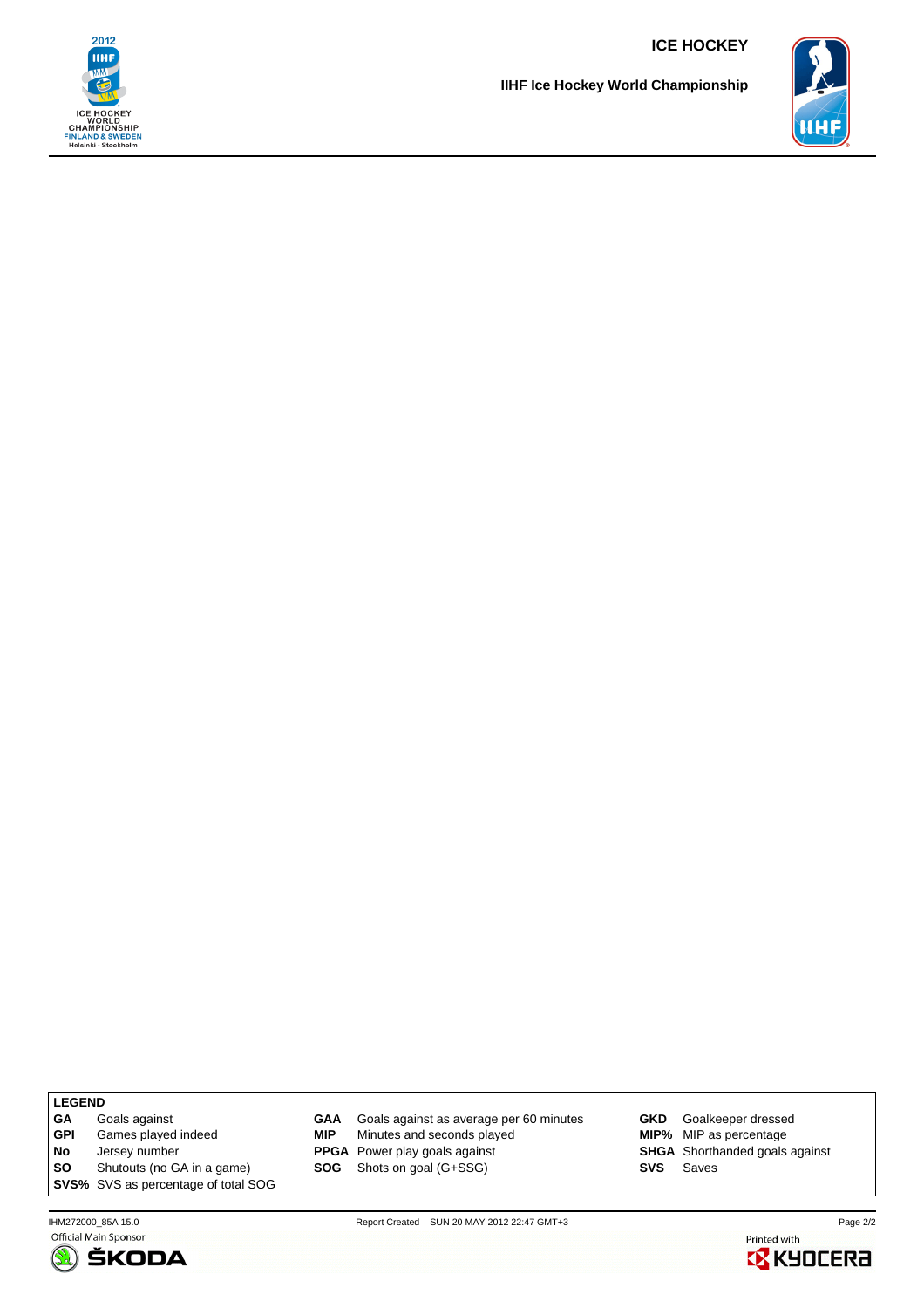## LEGEND

| | | | | | |
|---|---|---|---|---|---|
| **GA** | Goals against | **GAA** | Goals against as average per 60 minutes | **GKD** | Goalkeeper dressed |
| **GPI** | Games played indeed | **MIP** | Minutes and seconds played | **MIP%** | MIP as percentage |
| **No** | Jersey number | **PPGA** | Power play goals against | **SHGA** | Shorthanded goals against |
| **SO** | Shutouts (no GA in a game) | **SOG** | Shots on goal (G+SSG) | **SVS** | Saves |
| **SVS%** | SVS as percentage of total SOG | | | | |

IHM272000_85A 15.0

Report Created SUN 20 MAY 2012 22:47 GMT+3